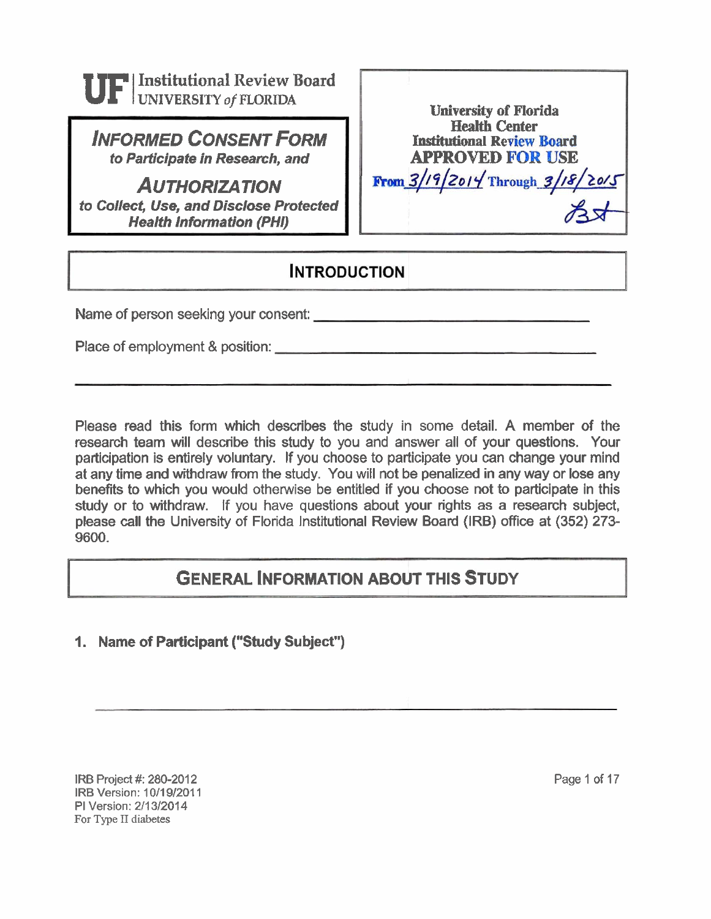**UF | Institutional Review Board**
**UNIVERSITY of FLORIDA**

# *INFORMED CONSENT FORM*
***to Participate in Research, and***

# *AUTHORIZATION*
***to Collect, Use, and Disclose Protected Health Information (PHI)***

**University of Florida Health Center Institutional Review Board APPROVED FOR USE**
**From** 3/19/2014 **Through** 3/18/2015

## INTRODUCTION

Name of person seeking your consent: ______________________________

Place of employment & position: ______________________________

______________________________

Please read this form which describes the study in some detail. A member of the research team will describe this study to you and answer all of your questions. Your participation is entirely voluntary. If you choose to participate you can change your mind at any time and withdraw from the study. You will not be penalized in any way or lose any benefits to which you would otherwise be entitled if you choose not to participate in this study or to withdraw. If you have questions about your rights as a research subject, please call the University of Florida Institutional Review Board (IRB) office at (352) 273-9600.

## GENERAL INFORMATION ABOUT THIS STUDY

**1. Name of Participant ("Study Subject")**

______________________________

IRB Project #: 280-2012
IRB Version: 10/19/2011
PI Version: 2/13/2014
For Type II diabetes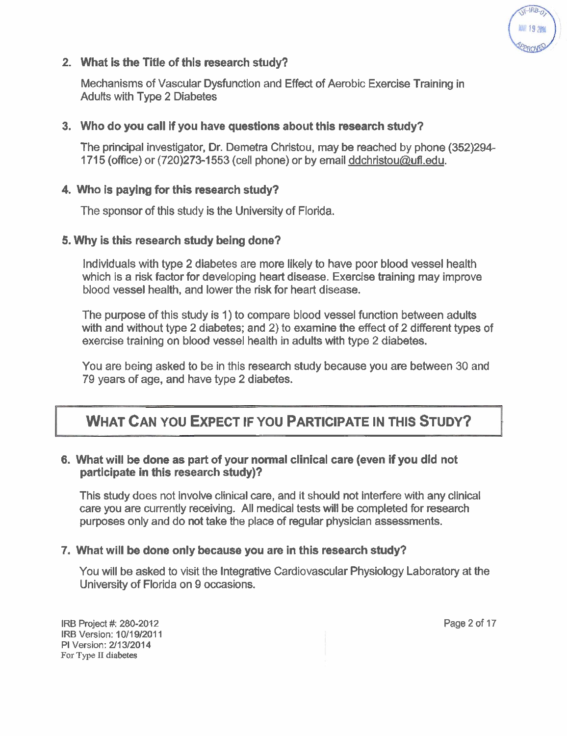**2. What is the Title of this research study?**

Mechanisms of Vascular Dysfunction and Effect of Aerobic Exercise Training in Adults with Type 2 Diabetes

**3. Who do you call if you have questions about this research study?**

The principal investigator, Dr. Demetra Christou, may be reached by phone (352)294-1715 (office) or (720)273-1553 (cell phone) or by email ddchristou@ufl.edu.

**4. Who is paying for this research study?**

The sponsor of this study is the University of Florida.

**5. Why is this research study being done?**

Individuals with type 2 diabetes are more likely to have poor blood vessel health which is a risk factor for developing heart disease. Exercise training may improve blood vessel health, and lower the risk for heart disease.

The purpose of this study is 1) to compare blood vessel function between adults with and without type 2 diabetes; and 2) to examine the effect of 2 different types of exercise training on blood vessel health in adults with type 2 diabetes.

You are being asked to be in this research study because you are between 30 and 79 years of age, and have type 2 diabetes.

## WHAT CAN YOU EXPECT IF YOU PARTICIPATE IN THIS STUDY?

**6. What will be done as part of your normal clinical care (even if you did not participate in this research study)?**

This study does not involve clinical care, and it should not interfere with any clinical care you are currently receiving. All medical tests will be completed for research purposes only and do not take the place of regular physician assessments.

**7. What will be done only because you are in this research study?**

You will be asked to visit the Integrative Cardiovascular Physiology Laboratory at the University of Florida on 9 occasions.

IRB Project #: 280-2012
IRB Version: 10/19/2011
PI Version: 2/13/2014
For Type II diabetes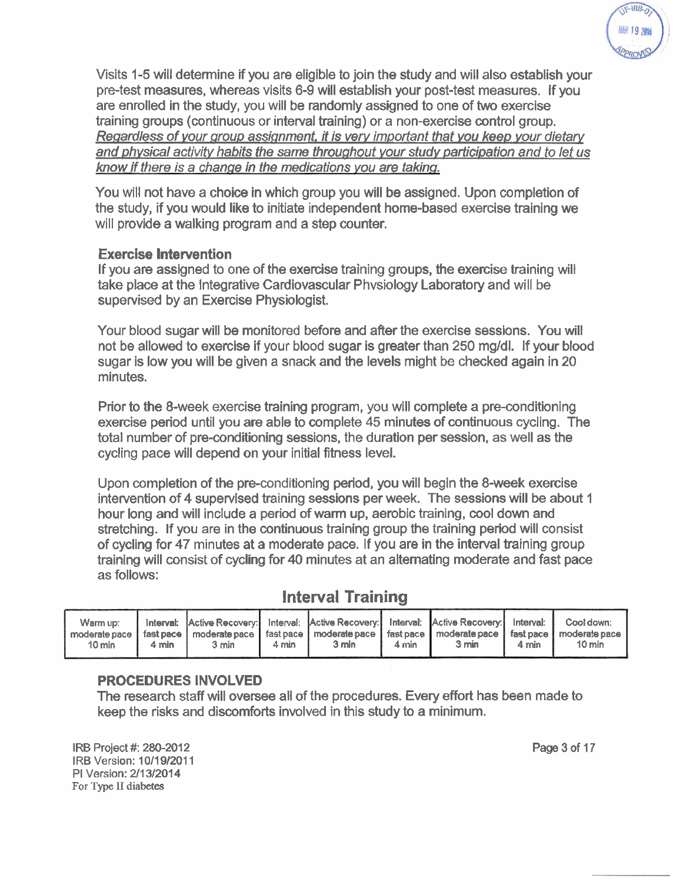Visits 1-5 will determine if you are eligible to join the study and will also establish your pre-test measures, whereas visits 6-9 will establish your post-test measures. If you are enrolled in the study, you will be randomly assigned to one of two exercise training groups (continuous or interval training) or a non-exercise control group. *Regardless of your group assignment, it is very important that you keep your dietary and physical activity habits the same throughout your study participation and to let us know if there is a change in the medications you are taking.*

You will not have a choice in which group you will be assigned. Upon completion of the study, if you would like to initiate independent home-based exercise training we will provide a walking program and a step counter.

**Exercise Intervention**

If you are assigned to one of the exercise training groups, the exercise training will take place at the Integrative Cardiovascular Physiology Laboratory and will be supervised by an Exercise Physiologist.

Your blood sugar will be monitored before and after the exercise sessions. You will not be allowed to exercise if your blood sugar is greater than 250 mg/dl. If your blood sugar is low you will be given a snack and the levels might be checked again in 20 minutes.

Prior to the 8-week exercise training program, you will complete a pre-conditioning exercise period until you are able to complete 45 minutes of continuous cycling. The total number of pre-conditioning sessions, the duration per session, as well as the cycling pace will depend on your initial fitness level.

Upon completion of the pre-conditioning period, you will begin the 8-week exercise intervention of 4 supervised training sessions per week. The sessions will be about 1 hour long and will include a period of warm up, aerobic training, cool down and stretching. If you are in the continuous training group the training period will consist of cycling for 47 minutes at a moderate pace. If you are in the interval training group training will consist of cycling for 40 minutes at an alternating moderate and fast pace as follows:

## Interval Training

| Warm up: moderate pace 10 min | Interval: fast pace 4 min | Active Recovery: moderate pace 3 min | Interval: fast pace 4 min | Active Recovery: moderate pace 3 min | Interval: fast pace 4 min | Active Recovery: moderate pace 3 min | Interval: fast pace 4 min | Cool down: moderate pace 10 min |
|---|---|---|---|---|---|---|---|---|

**PROCEDURES INVOLVED**

The research staff will oversee all of the procedures. Every effort has been made to keep the risks and discomforts involved in this study to a minimum.

IRB Project #: 280-2012
IRB Version: 10/19/2011
PI Version: 2/13/2014
For Type II diabetes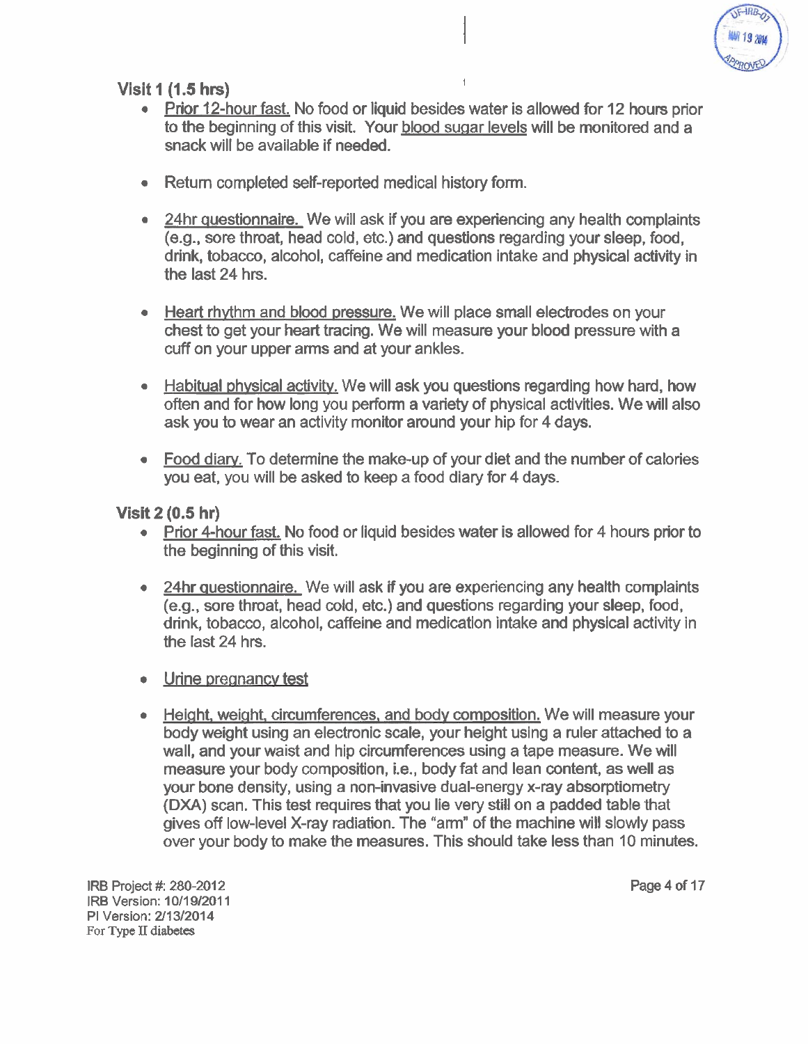### Visit 1 (1.5 hrs)

- Prior 12-hour fast. No food or liquid besides water is allowed for 12 hours prior to the beginning of this visit. Your blood sugar levels will be monitored and a snack will be available if needed.

- Return completed self-reported medical history form.

- 24hr questionnaire. We will ask if you are experiencing any health complaints (e.g., sore throat, head cold, etc.) and questions regarding your sleep, food, drink, tobacco, alcohol, caffeine and medication intake and physical activity in the last 24 hrs.

- Heart rhythm and blood pressure. We will place small electrodes on your chest to get your heart tracing. We will measure your blood pressure with a cuff on your upper arms and at your ankles.

- Habitual physical activity. We will ask you questions regarding how hard, how often and for how long you perform a variety of physical activities. We will also ask you to wear an activity monitor around your hip for 4 days.

- Food diary. To determine the make-up of your diet and the number of calories you eat, you will be asked to keep a food diary for 4 days.

### Visit 2 (0.5 hr)

- Prior 4-hour fast. No food or liquid besides water is allowed for 4 hours prior to the beginning of this visit.

- 24hr questionnaire. We will ask if you are experiencing any health complaints (e.g., sore throat, head cold, etc.) and questions regarding your sleep, food, drink, tobacco, alcohol, caffeine and medication intake and physical activity in the last 24 hrs.

- Urine pregnancy test

- Height, weight, circumferences, and body composition. We will measure your body weight using an electronic scale, your height using a ruler attached to a wall, and your waist and hip circumferences using a tape measure. We will measure your body composition, i.e., body fat and lean content, as well as your bone density, using a non-invasive dual-energy x-ray absorptiometry (DXA) scan. This test requires that you lie very still on a padded table that gives off low-level X-ray radiation. The "arm" of the machine will slowly pass over your body to make the measures. This should take less than 10 minutes.

IRB Project #: 280-2012
IRB Version: 10/19/2011
PI Version: 2/13/2014
For Type II diabetes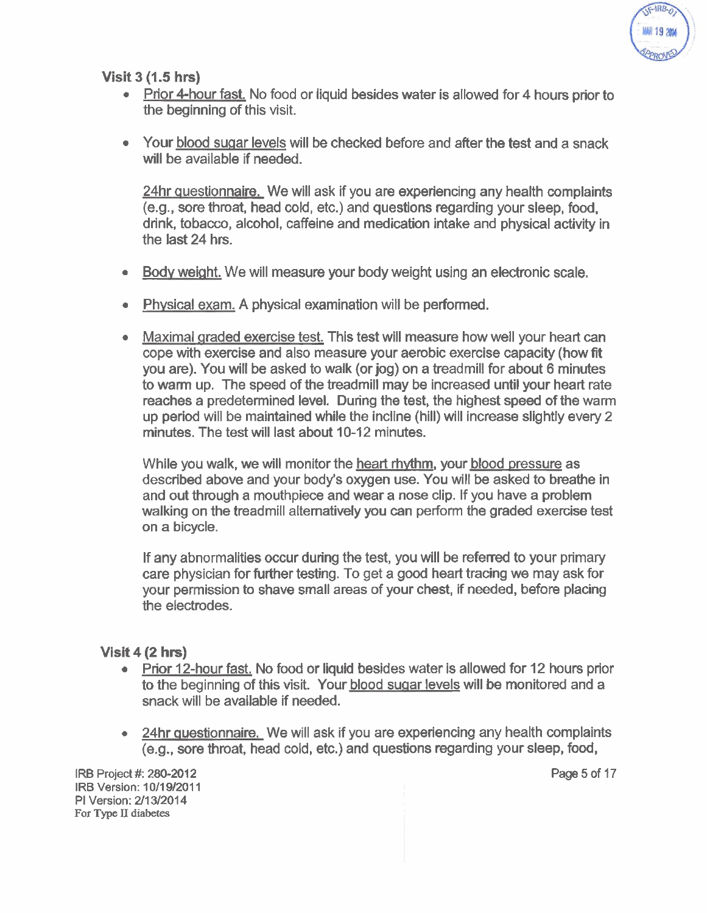### Visit 3 (1.5 hrs)

- Prior 4-hour fast. No food or liquid besides water is allowed for 4 hours prior to the beginning of this visit.

- Your blood sugar levels will be checked before and after the test and a snack will be available if needed.

  24hr questionnaire. We will ask if you are experiencing any health complaints (e.g., sore throat, head cold, etc.) and questions regarding your sleep, food, drink, tobacco, alcohol, caffeine and medication intake and physical activity in the last 24 hrs.

- Body weight. We will measure your body weight using an electronic scale.

- Physical exam. A physical examination will be performed.

- Maximal graded exercise test. This test will measure how well your heart can cope with exercise and also measure your aerobic exercise capacity (how fit you are). You will be asked to walk (or jog) on a treadmill for about 6 minutes to warm up. The speed of the treadmill may be increased until your heart rate reaches a predetermined level. During the test, the highest speed of the warm up period will be maintained while the incline (hill) will increase slightly every 2 minutes. The test will last about 10-12 minutes.

  While you walk, we will monitor the heart rhythm, your blood pressure as described above and your body's oxygen use. You will be asked to breathe in and out through a mouthpiece and wear a nose clip. If you have a problem walking on the treadmill alternatively you can perform the graded exercise test on a bicycle.

  If any abnormalities occur during the test, you will be referred to your primary care physician for further testing. To get a good heart tracing we may ask for your permission to shave small areas of your chest, if needed, before placing the electrodes.

### Visit 4 (2 hrs)

- Prior 12-hour fast. No food or liquid besides water is allowed for 12 hours prior to the beginning of this visit. Your blood sugar levels will be monitored and a snack will be available if needed.

- 24hr questionnaire. We will ask if you are experiencing any health complaints (e.g., sore throat, head cold, etc.) and questions regarding your sleep, food,

IRB Project #: 280-2012
IRB Version: 10/19/2011
PI Version: 2/13/2014
For Type II diabetes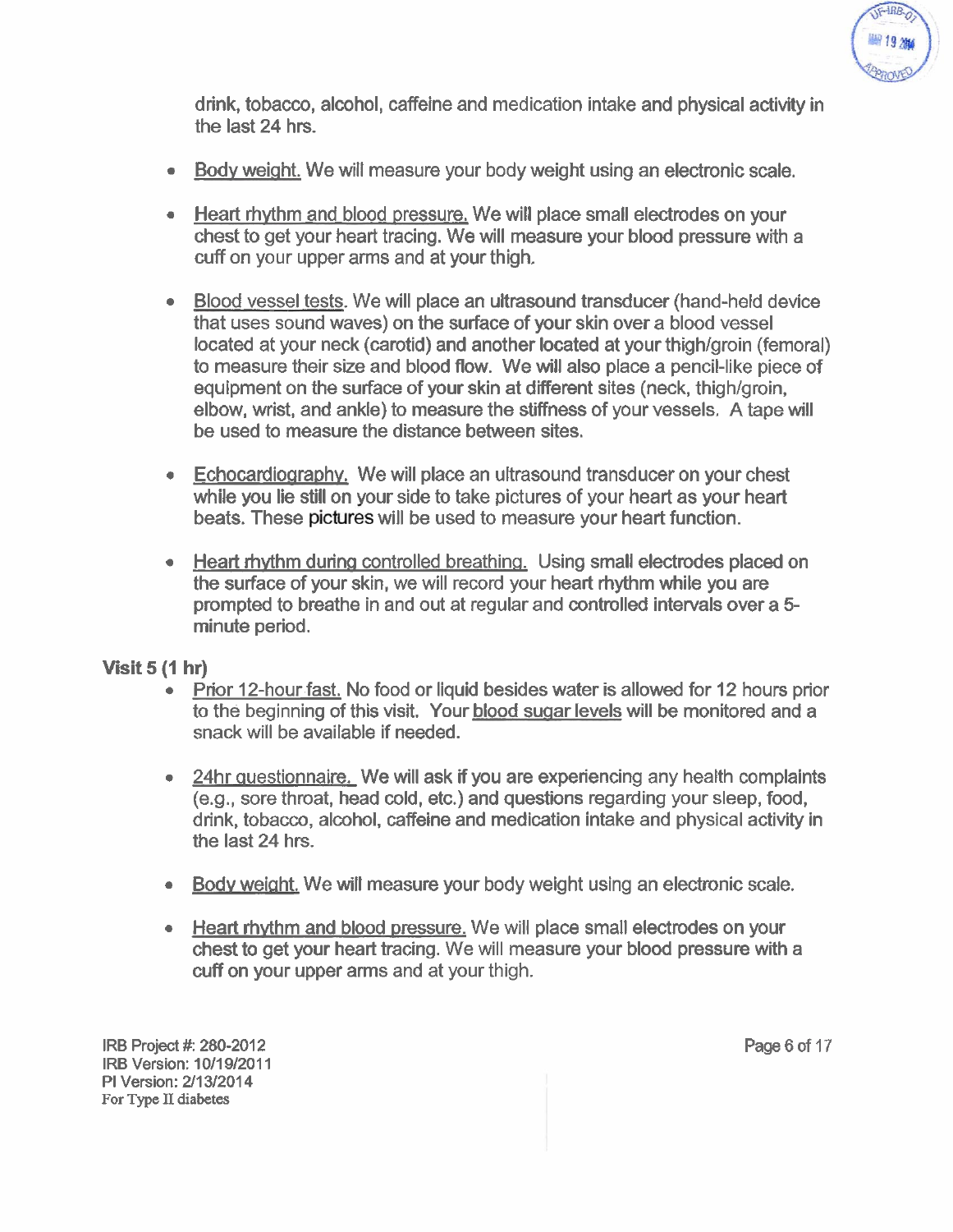drink, tobacco, alcohol, caffeine and medication intake and physical activity in the last 24 hrs.

- Body weight. We will measure your body weight using an electronic scale.
- Heart rhythm and blood pressure. We will place small electrodes on your chest to get your heart tracing. We will measure your blood pressure with a cuff on your upper arms and at your thigh.
- Blood vessel tests. We will place an ultrasound transducer (hand-held device that uses sound waves) on the surface of your skin over a blood vessel located at your neck (carotid) and another located at your thigh/groin (femoral) to measure their size and blood flow. We will also place a pencil-like piece of equipment on the surface of your skin at different sites (neck, thigh/groin, elbow, wrist, and ankle) to measure the stiffness of your vessels. A tape will be used to measure the distance between sites.
- Echocardiography. We will place an ultrasound transducer on your chest while you lie still on your side to take pictures of your heart as your heart beats. These pictures will be used to measure your heart function.
- Heart rhythm during controlled breathing. Using small electrodes placed on the surface of your skin, we will record your heart rhythm while you are prompted to breathe in and out at regular and controlled intervals over a 5-minute period.

**Visit 5 (1 hr)**

- Prior 12-hour fast. No food or liquid besides water is allowed for 12 hours prior to the beginning of this visit. Your blood sugar levels will be monitored and a snack will be available if needed.
- 24hr questionnaire. We will ask if you are experiencing any health complaints (e.g., sore throat, head cold, etc.) and questions regarding your sleep, food, drink, tobacco, alcohol, caffeine and medication intake and physical activity in the last 24 hrs.
- Body weight. We will measure your body weight using an electronic scale.
- Heart rhythm and blood pressure. We will place small electrodes on your chest to get your heart tracing. We will measure your blood pressure with a cuff on your upper arms and at your thigh.

IRB Project #: 280-2012
IRB Version: 10/19/2011
PI Version: 2/13/2014
For Type II diabetes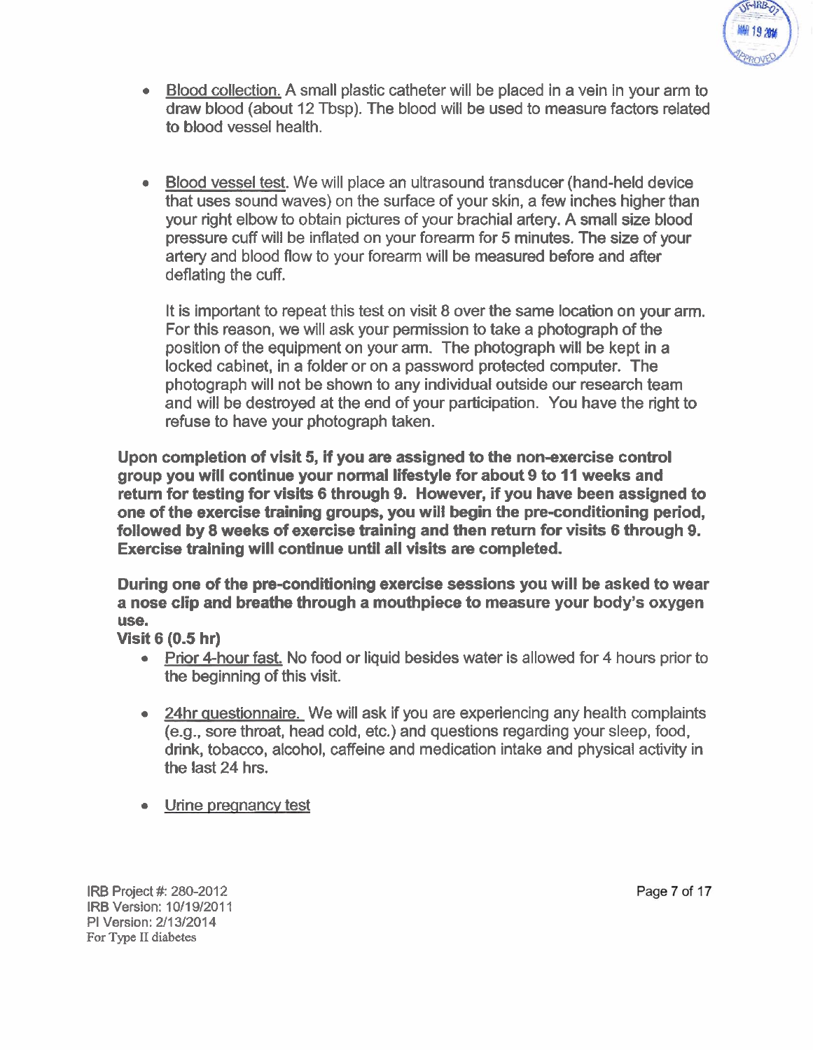- <u>Blood collection.</u> A small plastic catheter will be placed in a vein in your arm to draw blood (about 12 Tbsp). The blood will be used to measure factors related to blood vessel health.

- <u>Blood vessel test</u>. We will place an ultrasound transducer (hand-held device that uses sound waves) on the surface of your skin, a few inches higher than your right elbow to obtain pictures of your brachial artery. A small size blood pressure cuff will be inflated on your forearm for 5 minutes. The size of your artery and blood flow to your forearm will be measured before and after deflating the cuff.

  It is important to repeat this test on visit 8 over the same location on your arm. For this reason, we will ask your permission to take a photograph of the position of the equipment on your arm. The photograph will be kept in a locked cabinet, in a folder or on a password protected computer. The photograph will not be shown to any individual outside our research team and will be destroyed at the end of your participation. You have the right to refuse to have your photograph taken.

**Upon completion of visit 5, if you are assigned to the non-exercise control group you will continue your normal lifestyle for about 9 to 11 weeks and return for testing for visits 6 through 9. However, if you have been assigned to one of the exercise training groups, you will begin the pre-conditioning period, followed by 8 weeks of exercise training and then return for visits 6 through 9. Exercise training will continue until all visits are completed.**

**During one of the pre-conditioning exercise sessions you will be asked to wear a nose clip and breathe through a mouthpiece to measure your body's oxygen use.**

**Visit 6 (0.5 hr)**

- <u>Prior 4-hour fast.</u> No food or liquid besides water is allowed for 4 hours prior to the beginning of this visit.

- <u>24hr questionnaire.</u> We will ask if you are experiencing any health complaints (e.g., sore throat, head cold, etc.) and questions regarding your sleep, food, drink, tobacco, alcohol, caffeine and medication intake and physical activity in the last 24 hrs.

- <u>Urine pregnancy test</u>

IRB Project #: 280-2012
IRB Version: 10/19/2011
PI Version: 2/13/2014
For Type II diabetes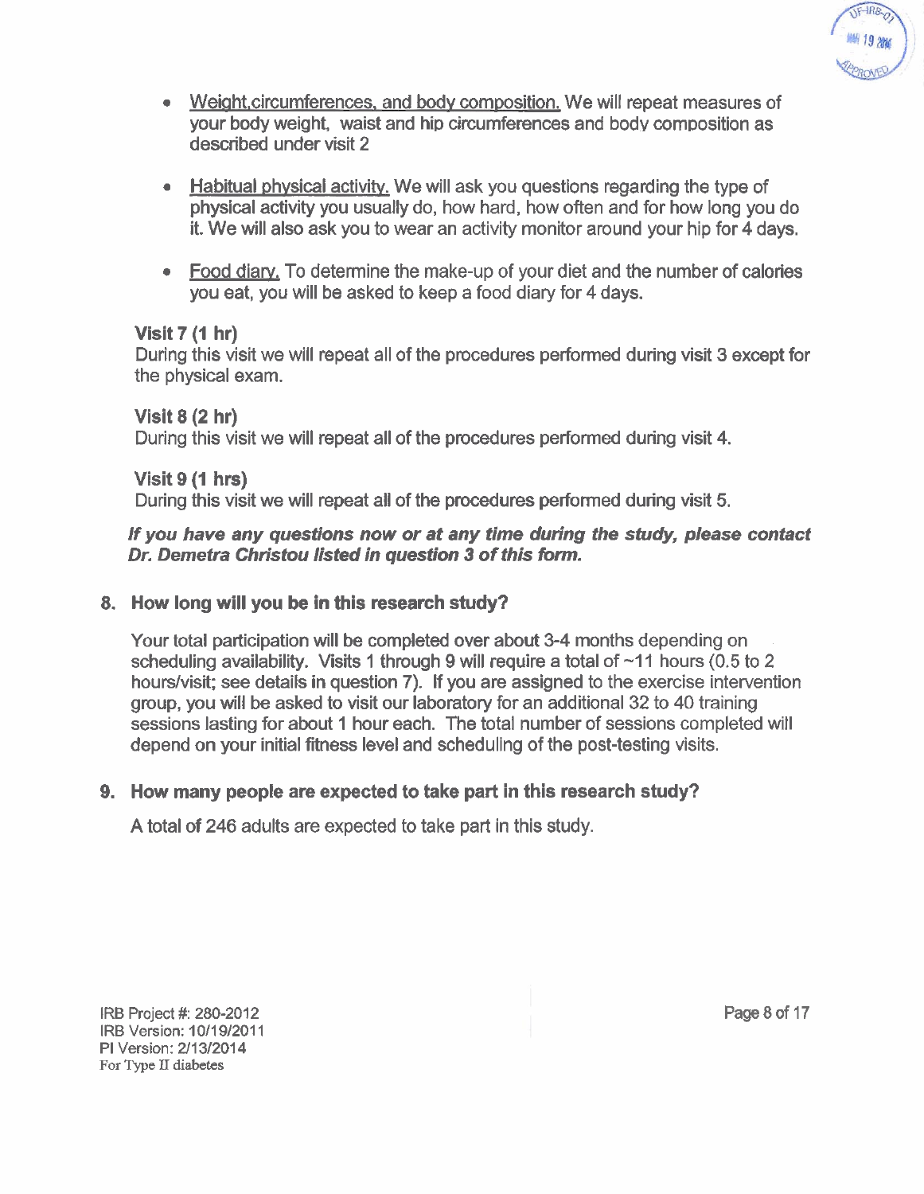- Weight,circumferences, and body composition. We will repeat measures of your body weight, waist and hip circumferences and body composition as described under visit 2

- Habitual physical activity. We will ask you questions regarding the type of physical activity you usually do, how hard, how often and for how long you do it. We will also ask you to wear an activity monitor around your hip for 4 days.

- Food diary. To determine the make-up of your diet and the number of calories you eat, you will be asked to keep a food diary for 4 days.

**Visit 7 (1 hr)**
During this visit we will repeat all of the procedures performed during visit 3 except for the physical exam.

**Visit 8 (2 hr)**
During this visit we will repeat all of the procedures performed during visit 4.

**Visit 9 (1 hrs)**
During this visit we will repeat all of the procedures performed during visit 5.

***If you have any questions now or at any time during the study, please contact Dr. Demetra Christou listed in question 3 of this form.***

## 8. How long will you be in this research study?

Your total participation will be completed over about 3-4 months depending on scheduling availability. Visits 1 through 9 will require a total of ~11 hours (0.5 to 2 hours/visit; see details in question 7). If you are assigned to the exercise intervention group, you will be asked to visit our laboratory for an additional 32 to 40 training sessions lasting for about 1 hour each. The total number of sessions completed will depend on your initial fitness level and scheduling of the post-testing visits.

## 9. How many people are expected to take part in this research study?

A total of 246 adults are expected to take part in this study.

IRB Project #: 280-2012
IRB Version: 10/19/2011
PI Version: 2/13/2014
For Type II diabetes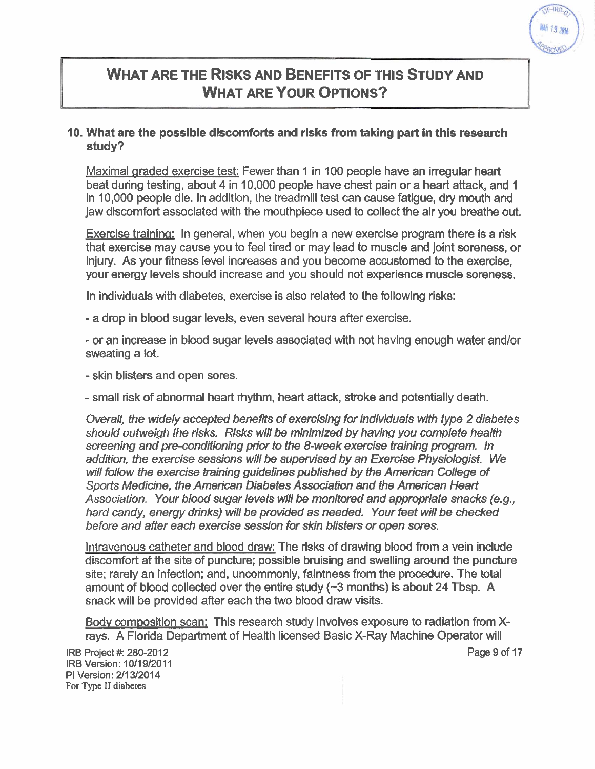## WHAT ARE THE RISKS AND BENEFITS OF THIS STUDY AND WHAT ARE YOUR OPTIONS?

### 10. What are the possible discomforts and risks from taking part in this research study?

Maximal graded exercise test: Fewer than 1 in 100 people have an irregular heart beat during testing, about 4 in 10,000 people have chest pain or a heart attack, and 1 in 10,000 people die. In addition, the treadmill test can cause fatigue, dry mouth and jaw discomfort associated with the mouthpiece used to collect the air you breathe out.

Exercise training: In general, when you begin a new exercise program there is a risk that exercise may cause you to feel tired or may lead to muscle and joint soreness, or injury. As your fitness level increases and you become accustomed to the exercise, your energy levels should increase and you should not experience muscle soreness.

In individuals with diabetes, exercise is also related to the following risks:

- a drop in blood sugar levels, even several hours after exercise.

- or an increase in blood sugar levels associated with not having enough water and/or sweating a lot.

- skin blisters and open sores.

- small risk of abnormal heart rhythm, heart attack, stroke and potentially death.

*Overall, the widely accepted benefits of exercising for individuals with type 2 diabetes should outweigh the risks. Risks will be minimized by having you complete health screening and pre-conditioning prior to the 8-week exercise training program. In addition, the exercise sessions will be supervised by an Exercise Physiologist. We will follow the exercise training guidelines published by the American College of Sports Medicine, the American Diabetes Association and the American Heart Association. Your blood sugar levels will be monitored and appropriate snacks (e.g., hard candy, energy drinks) will be provided as needed. Your feet will be checked before and after each exercise session for skin blisters or open sores.*

Intravenous catheter and blood draw: The risks of drawing blood from a vein include discomfort at the site of puncture; possible bruising and swelling around the puncture site; rarely an infection; and, uncommonly, faintness from the procedure. The total amount of blood collected over the entire study (~3 months) is about 24 Tbsp. A snack will be provided after each the two blood draw visits.

Body composition scan: This research study involves exposure to radiation from X-rays. A Florida Department of Health licensed Basic X-Ray Machine Operator will

IRB Project #: 280-2012
IRB Version: 10/19/2011
PI Version: 2/13/2014
For Type II diabetes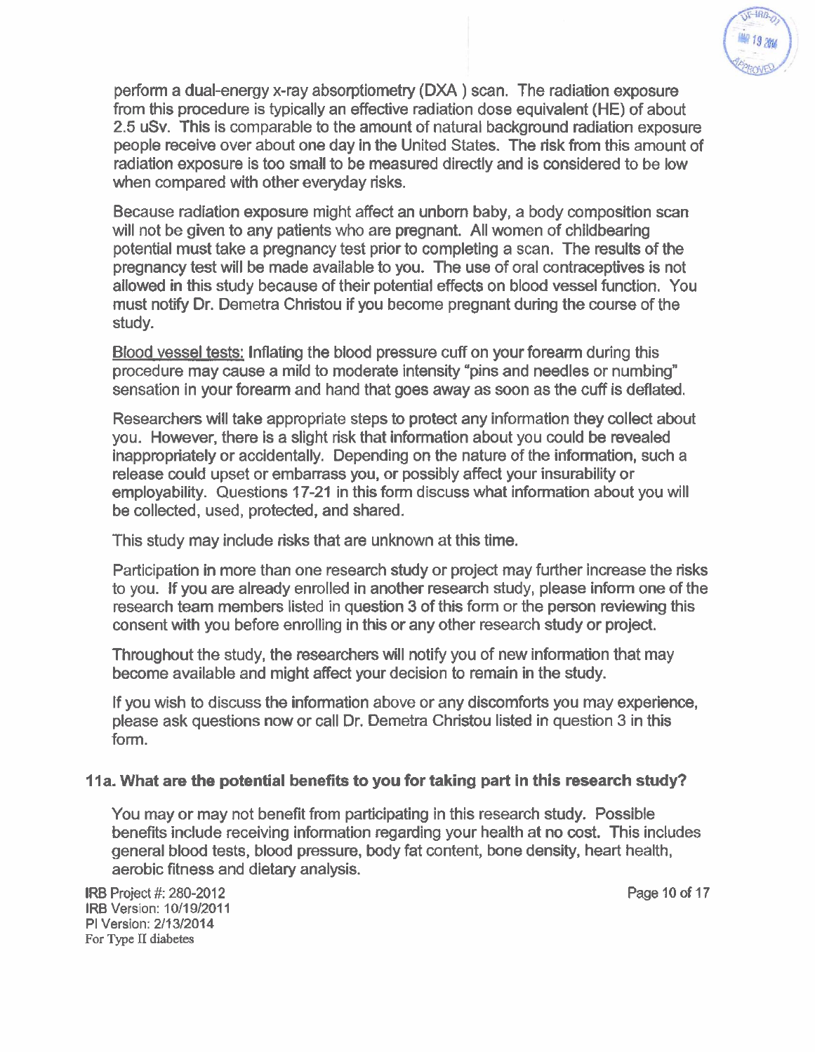perform a dual-energy x-ray absorptiometry (DXA ) scan. The radiation exposure from this procedure is typically an effective radiation dose equivalent (HE) of about 2.5 uSv. This is comparable to the amount of natural background radiation exposure people receive over about one day in the United States. The risk from this amount of radiation exposure is too small to be measured directly and is considered to be low when compared with other everyday risks.

Because radiation exposure might affect an unborn baby, a body composition scan will not be given to any patients who are pregnant. All women of childbearing potential must take a pregnancy test prior to completing a scan. The results of the pregnancy test will be made available to you. The use of oral contraceptives is not allowed in this study because of their potential effects on blood vessel function. You must notify Dr. Demetra Christou if you become pregnant during the course of the study.

Blood vessel tests: Inflating the blood pressure cuff on your forearm during this procedure may cause a mild to moderate intensity "pins and needles or numbing" sensation in your forearm and hand that goes away as soon as the cuff is deflated.

Researchers will take appropriate steps to protect any information they collect about you. However, there is a slight risk that information about you could be revealed inappropriately or accidentally. Depending on the nature of the information, such a release could upset or embarrass you, or possibly affect your insurability or employability. Questions 17-21 in this form discuss what information about you will be collected, used, protected, and shared.

This study may include risks that are unknown at this time.

Participation in more than one research study or project may further increase the risks to you. If you are already enrolled in another research study, please inform one of the research team members listed in question 3 of this form or the person reviewing this consent with you before enrolling in this or any other research study or project.

Throughout the study, the researchers will notify you of new information that may become available and might affect your decision to remain in the study.

If you wish to discuss the information above or any discomforts you may experience, please ask questions now or call Dr. Demetra Christou listed in question 3 in this form.

### 11a. What are the potential benefits to you for taking part in this research study?

You may or may not benefit from participating in this research study. Possible benefits include receiving information regarding your health at no cost. This includes general blood tests, blood pressure, body fat content, bone density, heart health, aerobic fitness and dietary analysis.

IRB Project #: 280-2012
IRB Version: 10/19/2011
PI Version: 2/13/2014
For Type II diabetes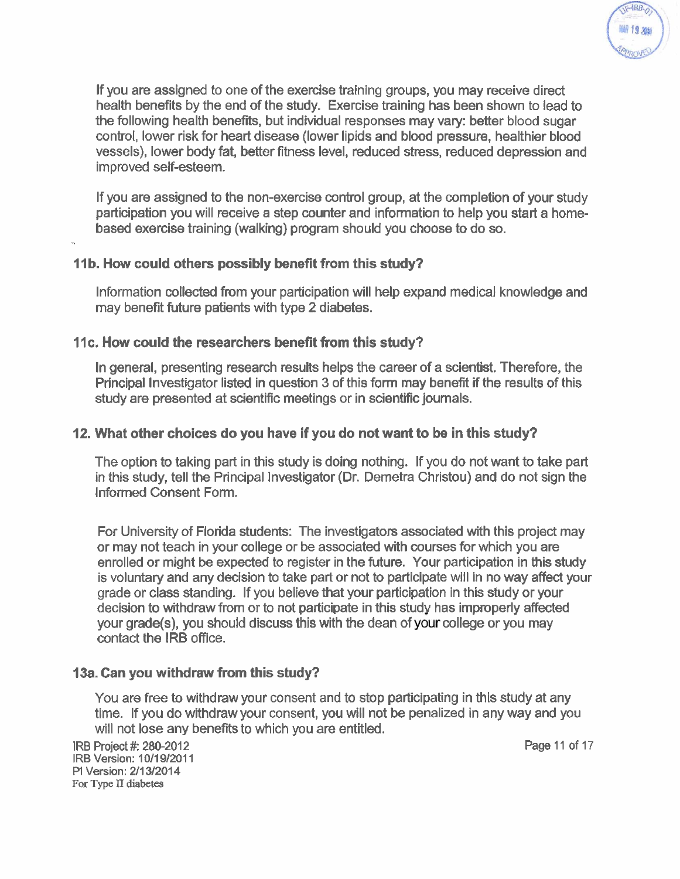If you are assigned to one of the exercise training groups, you may receive direct health benefits by the end of the study. Exercise training has been shown to lead to the following health benefits, but individual responses may vary: better blood sugar control, lower risk for heart disease (lower lipids and blood pressure, healthier blood vessels), lower body fat, better fitness level, reduced stress, reduced depression and improved self-esteem.

If you are assigned to the non-exercise control group, at the completion of your study participation you will receive a step counter and information to help you start a home-based exercise training (walking) program should you choose to do so.

### 11b. How could others possibly benefit from this study?

Information collected from your participation will help expand medical knowledge and may benefit future patients with type 2 diabetes.

### 11c. How could the researchers benefit from this study?

In general, presenting research results helps the career of a scientist. Therefore, the Principal Investigator listed in question 3 of this form may benefit if the results of this study are presented at scientific meetings or in scientific journals.

### 12. What other choices do you have if you do not want to be in this study?

The option to taking part in this study is doing nothing. If you do not want to take part in this study, tell the Principal Investigator (Dr. Demetra Christou) and do not sign the Informed Consent Form.

For University of Florida students: The investigators associated with this project may or may not teach in your college or be associated with courses for which you are enrolled or might be expected to register in the future. Your participation in this study is voluntary and any decision to take part or not to participate will in no way affect your grade or class standing. If you believe that your participation in this study or your decision to withdraw from or to not participate in this study has improperly affected your grade(s), you should discuss this with the dean of your college or you may contact the IRB office.

### 13a. Can you withdraw from this study?

You are free to withdraw your consent and to stop participating in this study at any time. If you do withdraw your consent, you will not be penalized in any way and you will not lose any benefits to which you are entitled.

IRB Project #: 280-2012
IRB Version: 10/19/2011
PI Version: 2/13/2014
For Type II diabetes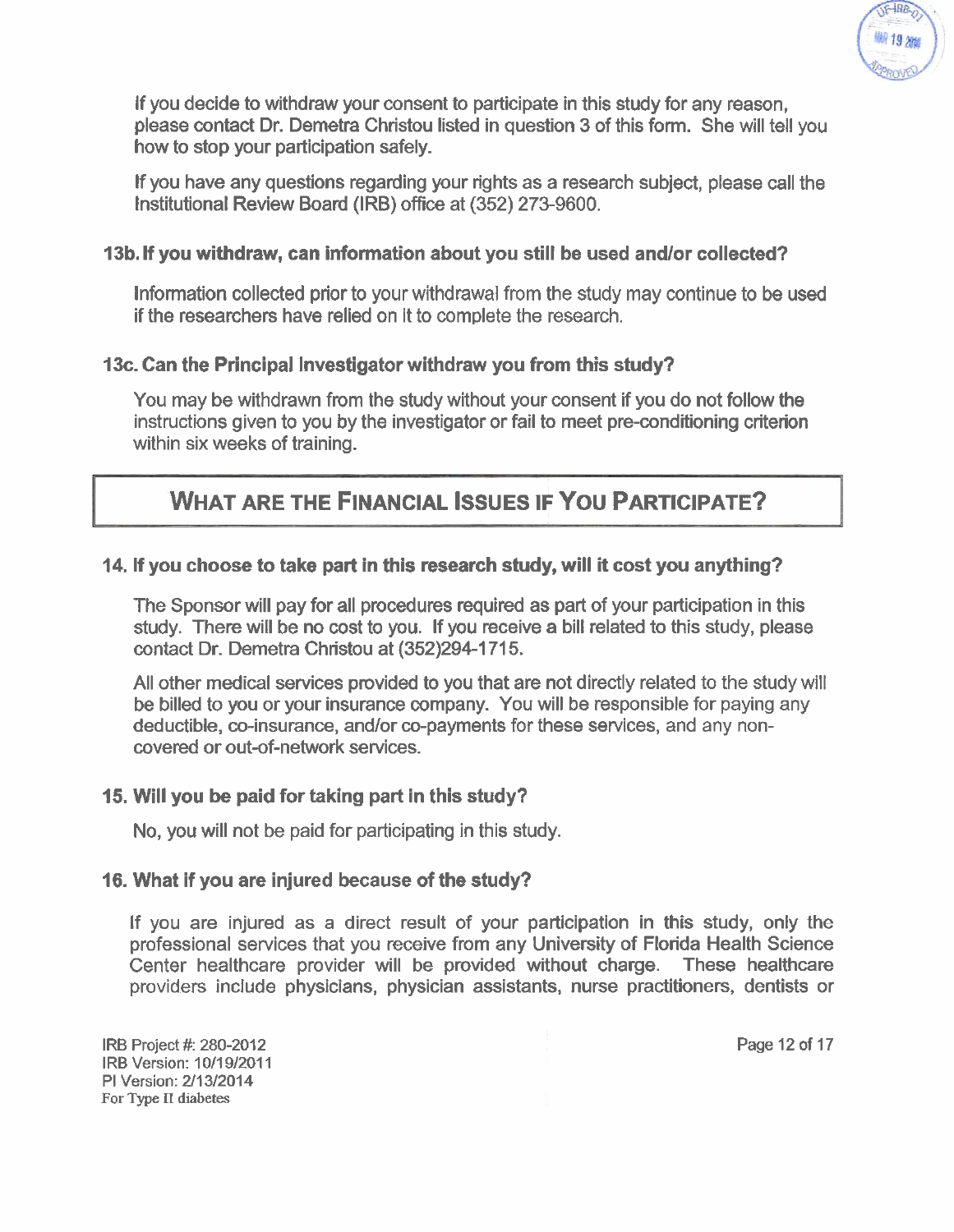If you decide to withdraw your consent to participate in this study for any reason, please contact Dr. Demetra Christou listed in question 3 of this form. She will tell you how to stop your participation safely.

If you have any questions regarding your rights as a research subject, please call the Institutional Review Board (IRB) office at (352) 273-9600.

### 13b. If you withdraw, can information about you still be used and/or collected?

Information collected prior to your withdrawal from the study may continue to be used if the researchers have relied on it to complete the research.

### 13c. Can the Principal Investigator withdraw you from this study?

You may be withdrawn from the study without your consent if you do not follow the instructions given to you by the investigator or fail to meet pre-conditioning criterion within six weeks of training.

## WHAT ARE THE FINANCIAL ISSUES IF YOU PARTICIPATE?

### 14. If you choose to take part in this research study, will it cost you anything?

The Sponsor will pay for all procedures required as part of your participation in this study. There will be no cost to you. If you receive a bill related to this study, please contact Dr. Demetra Christou at (352)294-1715.

All other medical services provided to you that are not directly related to the study will be billed to you or your insurance company. You will be responsible for paying any deductible, co-insurance, and/or co-payments for these services, and any non-covered or out-of-network services.

### 15. Will you be paid for taking part in this study?

No, you will not be paid for participating in this study.

### 16. What if you are injured because of the study?

If you are injured as a direct result of your participation in this study, only the professional services that you receive from any University of Florida Health Science Center healthcare provider will be provided without charge. These healthcare providers include physicians, physician assistants, nurse practitioners, dentists or

IRB Project #: 280-2012
IRB Version: 10/19/2011
PI Version: 2/13/2014
For Type II diabetes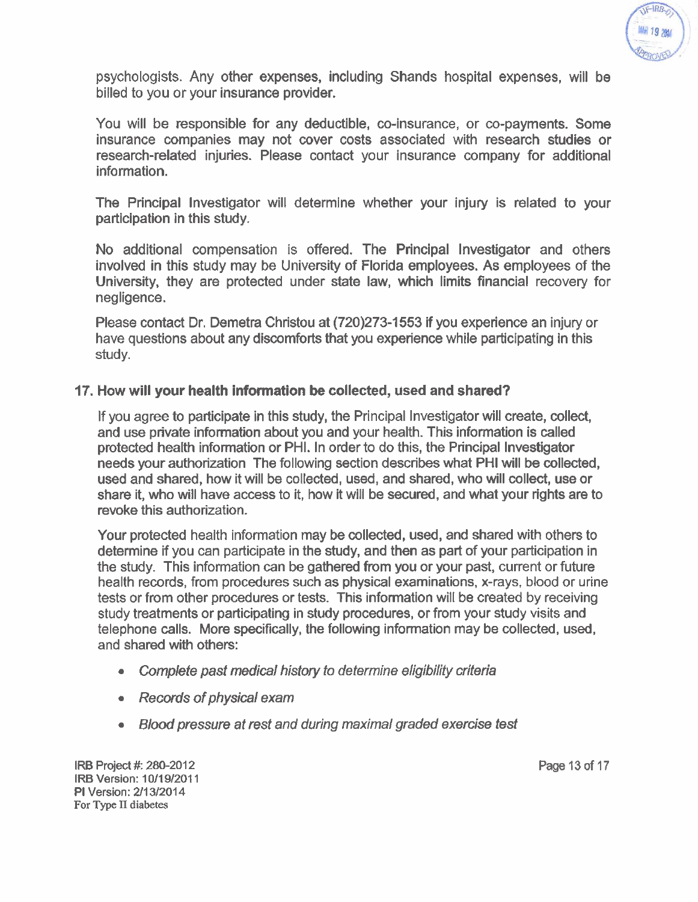psychologists. Any other expenses, including Shands hospital expenses, will be billed to you or your insurance provider.

You will be responsible for any deductible, co-insurance, or co-payments. Some insurance companies may not cover costs associated with research studies or research-related injuries. Please contact your insurance company for additional information.

The Principal Investigator will determine whether your injury is related to your participation in this study.

No additional compensation is offered. The Principal Investigator and others involved in this study may be University of Florida employees. As employees of the University, they are protected under state law, which limits financial recovery for negligence.

Please contact Dr. Demetra Christou at (720)273-1553 if you experience an injury or have questions about any discomforts that you experience while participating in this study.

## 17. How will your health information be collected, used and shared?

If you agree to participate in this study, the Principal Investigator will create, collect, and use private information about you and your health. This information is called protected health information or PHI. In order to do this, the Principal Investigator needs your authorization The following section describes what PHI will be collected, used and shared, how it will be collected, used, and shared, who will collect, use or share it, who will have access to it, how it will be secured, and what your rights are to revoke this authorization.

Your protected health information may be collected, used, and shared with others to determine if you can participate in the study, and then as part of your participation in the study. This information can be gathered from you or your past, current or future health records, from procedures such as physical examinations, x-rays, blood or urine tests or from other procedures or tests. This information will be created by receiving study treatments or participating in study procedures, or from your study visits and telephone calls. More specifically, the following information may be collected, used, and shared with others:

- *Complete past medical history to determine eligibility criteria*
- *Records of physical exam*
- *Blood pressure at rest and during maximal graded exercise test*

IRB Project #: 280-2012
IRB Version: 10/19/2011
PI Version: 2/13/2014
For Type II diabetes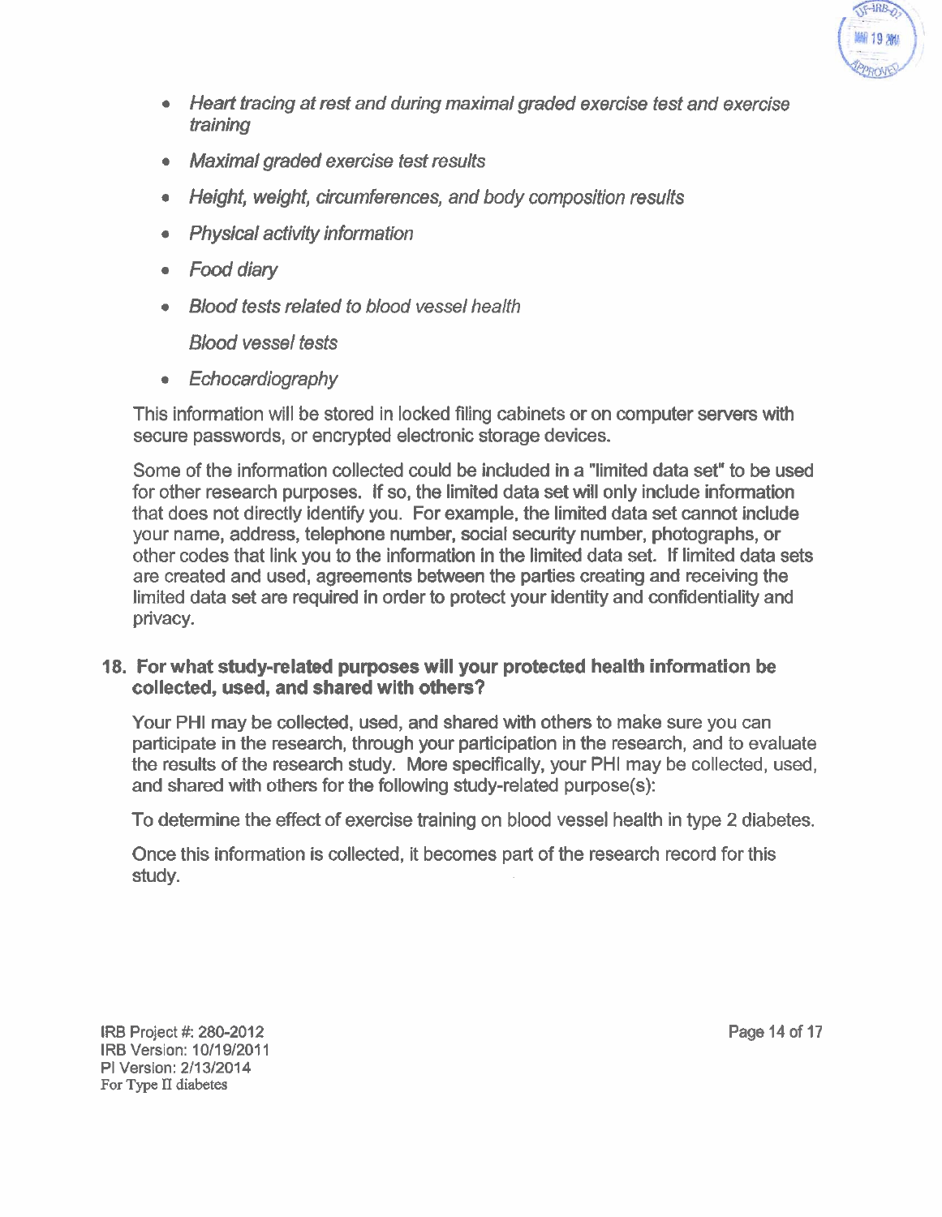- *Heart tracing at rest and during maximal graded exercise test and exercise training*
- *Maximal graded exercise test results*
- *Height, weight, circumferences, and body composition results*
- *Physical activity information*
- *Food diary*
- *Blood tests related to blood vessel health*

  *Blood vessel tests*
- *Echocardiography*

This information will be stored in locked filing cabinets or on computer servers with secure passwords, or encrypted electronic storage devices.

Some of the information collected could be included in a "limited data set" to be used for other research purposes. If so, the limited data set will only include information that does not directly identify you. For example, the limited data set cannot include your name, address, telephone number, social security number, photographs, or other codes that link you to the information in the limited data set. If limited data sets are created and used, agreements between the parties creating and receiving the limited data set are required in order to protect your identity and confidentiality and privacy.

## 18. For what study-related purposes will your protected health information be collected, used, and shared with others?

Your PHI may be collected, used, and shared with others to make sure you can participate in the research, through your participation in the research, and to evaluate the results of the research study. More specifically, your PHI may be collected, used, and shared with others for the following study-related purpose(s):

To determine the effect of exercise training on blood vessel health in type 2 diabetes.

Once this information is collected, it becomes part of the research record for this study.

IRB Project #: 280-2012
IRB Version: 10/19/2011
PI Version: 2/13/2014
For Type II diabetes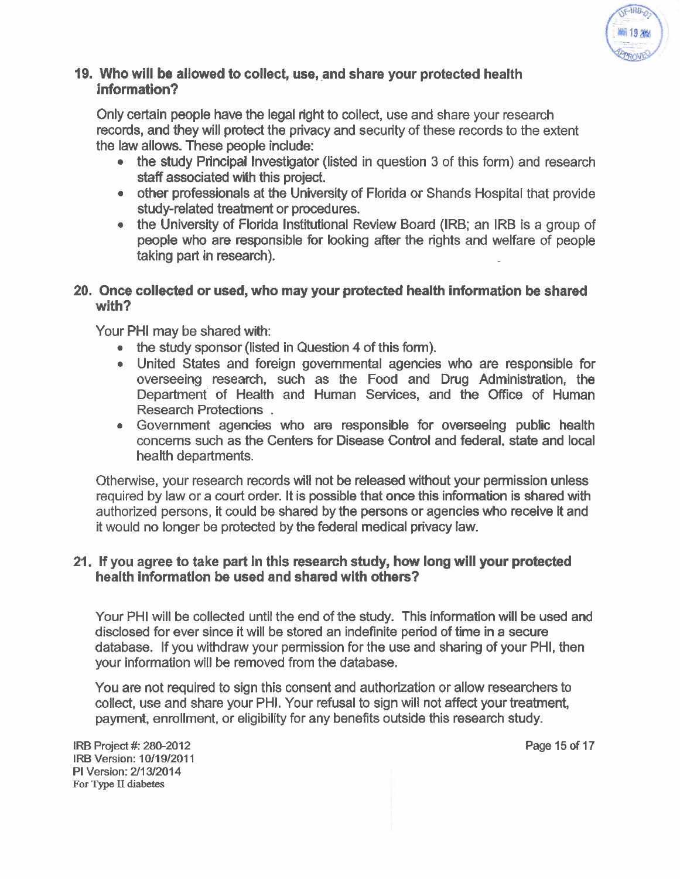## 19. Who will be allowed to collect, use, and share your protected health information?

Only certain people have the legal right to collect, use and share your research records, and they will protect the privacy and security of these records to the extent the law allows. These people include:

- the study Principal Investigator (listed in question 3 of this form) and research staff associated with this project.
- other professionals at the University of Florida or Shands Hospital that provide study-related treatment or procedures.
- the University of Florida Institutional Review Board (IRB; an IRB is a group of people who are responsible for looking after the rights and welfare of people taking part in research).

## 20. Once collected or used, who may your protected health information be shared with?

Your PHI may be shared with:

- the study sponsor (listed in Question 4 of this form).
- United States and foreign governmental agencies who are responsible for overseeing research, such as the Food and Drug Administration, the Department of Health and Human Services, and the Office of Human Research Protections .
- Government agencies who are responsible for overseeing public health concerns such as the Centers for Disease Control and federal, state and local health departments.

Otherwise, your research records will not be released without your permission unless required by law or a court order. It is possible that once this information is shared with authorized persons, it could be shared by the persons or agencies who receive it and it would no longer be protected by the federal medical privacy law.

## 21. If you agree to take part in this research study, how long will your protected health information be used and shared with others?

Your PHI will be collected until the end of the study. This information will be used and disclosed for ever since it will be stored an indefinite period of time in a secure database. If you withdraw your permission for the use and sharing of your PHI, then your information will be removed from the database.

You are not required to sign this consent and authorization or allow researchers to collect, use and share your PHI. Your refusal to sign will not affect your treatment, payment, enrollment, or eligibility for any benefits outside this research study.

IRB Project #: 280-2012
IRB Version: 10/19/2011
PI Version: 2/13/2014
For Type II diabetes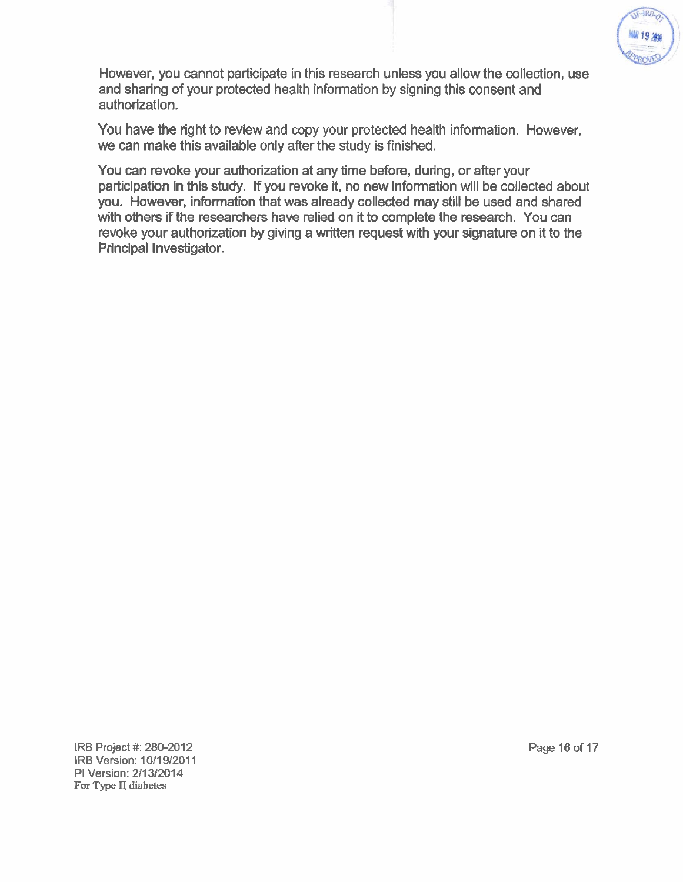However, you cannot participate in this research unless you allow the collection, use and sharing of your protected health information by signing this consent and authorization.

You have the right to review and copy your protected health information. However, we can make this available only after the study is finished.

You can revoke your authorization at any time before, during, or after your participation in this study. If you revoke it, no new information will be collected about you. However, information that was already collected may still be used and shared with others if the researchers have relied on it to complete the research. You can revoke your authorization by giving a written request with your signature on it to the Principal Investigator.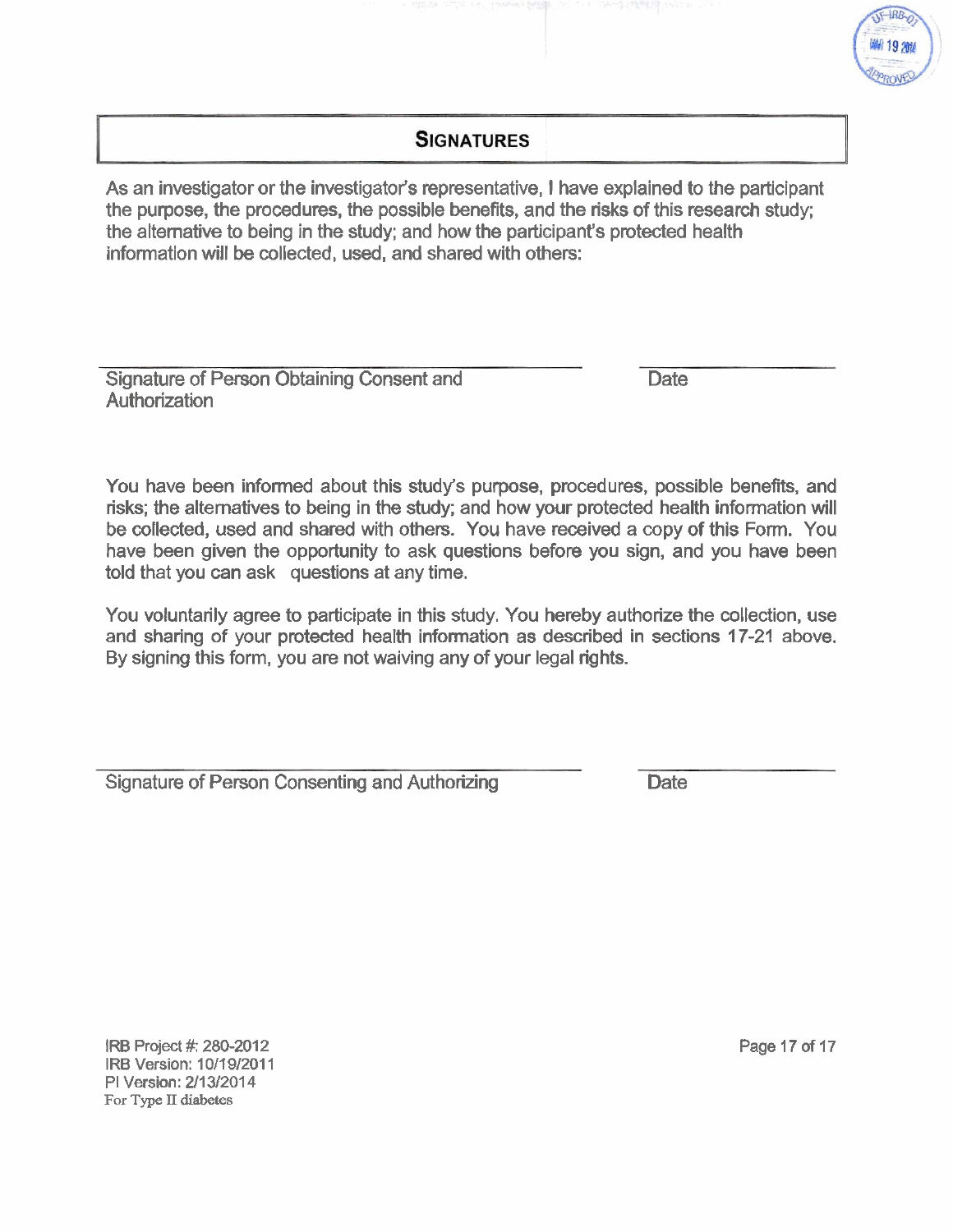## SIGNATURES

As an investigator or the investigator's representative, I have explained to the participant the purpose, the procedures, the possible benefits, and the risks of this research study; the alternative to being in the study; and how the participant's protected health information will be collected, used, and shared with others:

_______________________________________________ ________________

Signature of Person Obtaining Consent and Authorization Date

You have been informed about this study's purpose, procedures, possible benefits, and risks; the alternatives to being in the study; and how your protected health information will be collected, used and shared with others. You have received a copy of this Form. You have been given the opportunity to ask questions before you sign, and you have been told that you can ask questions at any time.

You voluntarily agree to participate in this study. You hereby authorize the collection, use and sharing of your protected health information as described in sections 17-21 above. By signing this form, you are not waiving any of your legal rights.

_______________________________________________ ________________

Signature of Person Consenting and Authorizing Date

IRB Project #: 280-2012
IRB Version: 10/19/2011
PI Version: 2/13/2014
For Type II diabetes